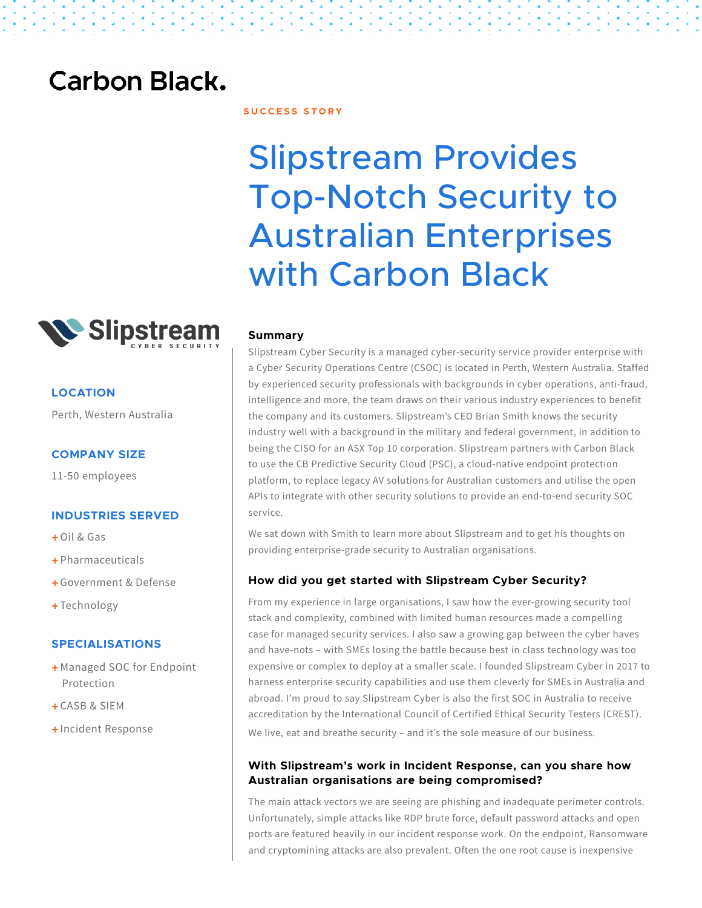Carbon Black.

SUCCESS STORY

# Slipstream Provides Top-Notch Security to Australian Enterprises with Carbon Black

Slipstream CYBER SECURITY

**LOCATION**

Perth, Western Australia

**COMPANY SIZE**

11-50 employees

**INDUSTRIES SERVED**

- Oil & Gas
- Pharmaceuticals
- Government & Defense
- Technology

**SPECIALISATIONS**

- Managed SOC for Endpoint Protection
- CASB & SIEM
- Incident Response

### Summary

Slipstream Cyber Security is a managed cyber-security service provider enterprise with a Cyber Security Operations Centre (CSOC) is located in Perth, Western Australia. Staffed by experienced security professionals with backgrounds in cyber operations, anti-fraud, intelligence and more, the team draws on their various industry experiences to benefit the company and its customers. Slipstream's CEO Brian Smith knows the security industry well with a background in the military and federal government, in addition to being the CISO for an ASX Top 10 corporation. Slipstream partners with Carbon Black to use the CB Predictive Security Cloud (PSC), a cloud-native endpoint protection platform, to replace legacy AV solutions for Australian customers and utilise the open APIs to integrate with other security solutions to provide an end-to-end security SOC service.

We sat down with Smith to learn more about Slipstream and to get his thoughts on providing enterprise-grade security to Australian organisations.

### How did you get started with Slipstream Cyber Security?

From my experience in large organisations, I saw how the ever-growing security tool stack and complexity, combined with limited human resources made a compelling case for managed security services. I also saw a growing gap between the cyber haves and have-nots – with SMEs losing the battle because best in class technology was too expensive or complex to deploy at a smaller scale. I founded Slipstream Cyber in 2017 to harness enterprise security capabilities and use them cleverly for SMEs in Australia and abroad. I'm proud to say Slipstream Cyber is also the first SOC in Australia to receive accreditation by the International Council of Certified Ethical Security Testers (CREST). We live, eat and breathe security – and it's the sole measure of our business.

### With Slipstream's work in Incident Response, can you share how Australian organisations are being compromised?

The main attack vectors we are seeing are phishing and inadequate perimeter controls. Unfortunately, simple attacks like RDP brute force, default password attacks and open ports are featured heavily in our incident response work. On the endpoint, Ransomware and cryptomining attacks are also prevalent. Often the one root cause is inexpensive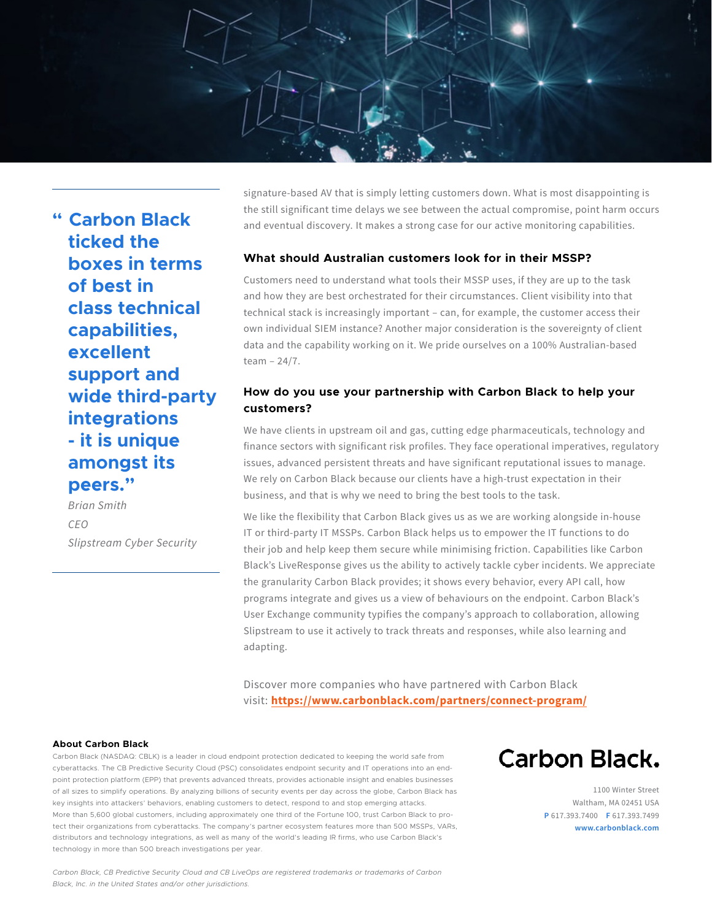> **" Carbon Black ticked the boxes in terms of best in class technical capabilities, excellent support and wide third-party integrations - it is unique amongst its peers."**
>
> *Brian Smith*
> *CEO*
> *Slipstream Cyber Security*

signature-based AV that is simply letting customers down. What is most disappointing is the still significant time delays we see between the actual compromise, point harm occurs and eventual discovery. It makes a strong case for our active monitoring capabilities.

### What should Australian customers look for in their MSSP?

Customers need to understand what tools their MSSP uses, if they are up to the task and how they are best orchestrated for their circumstances. Client visibility into that technical stack is increasingly important – can, for example, the customer access their own individual SIEM instance? Another major consideration is the sovereignty of client data and the capability working on it. We pride ourselves on a 100% Australian-based team – 24/7.

### How do you use your partnership with Carbon Black to help your customers?

We have clients in upstream oil and gas, cutting edge pharmaceuticals, technology and finance sectors with significant risk profiles. They face operational imperatives, regulatory issues, advanced persistent threats and have significant reputational issues to manage. We rely on Carbon Black because our clients have a high-trust expectation in their business, and that is why we need to bring the best tools to the task.

We like the flexibility that Carbon Black gives us as we are working alongside in-house IT or third-party IT MSSPs. Carbon Black helps us to empower the IT functions to do their job and help keep them secure while minimising friction. Capabilities like Carbon Black's LiveResponse gives us the ability to actively tackle cyber incidents. We appreciate the granularity Carbon Black provides; it shows every behavior, every API call, how programs integrate and gives us a view of behaviours on the endpoint. Carbon Black's User Exchange community typifies the company's approach to collaboration, allowing Slipstream to use it actively to track threats and responses, while also learning and adapting.

Discover more companies who have partnered with Carbon Black visit: **https://www.carbonblack.com/partners/connect-program/**

**About Carbon Black**

Carbon Black (NASDAQ: CBLK) is a leader in cloud endpoint protection dedicated to keeping the world safe from cyberattacks. The CB Predictive Security Cloud (PSC) consolidates endpoint security and IT operations into an endpoint protection platform (EPP) that prevents advanced threats, provides actionable insight and enables businesses of all sizes to simplify operations. By analyzing billions of security events per day across the globe, Carbon Black has key insights into attackers' behaviors, enabling customers to detect, respond to and stop emerging attacks.
More than 5,600 global customers, including approximately one third of the Fortune 100, trust Carbon Black to protect their organizations from cyberattacks. The company's partner ecosystem features more than 500 MSSPs, VARs, distributors and technology integrations, as well as many of the world's leading IR firms, who use Carbon Black's technology in more than 500 breach investigations per year.

*Carbon Black, CB Predictive Security Cloud and CB LiveOps are registered trademarks or trademarks of Carbon Black, Inc. in the United States and/or other jurisdictions.*

**Carbon Black.**

1100 Winter Street
Waltham, MA 02451 USA
**P** 617.393.7400 **F** 617.393.7499
**www.carbonblack.com**